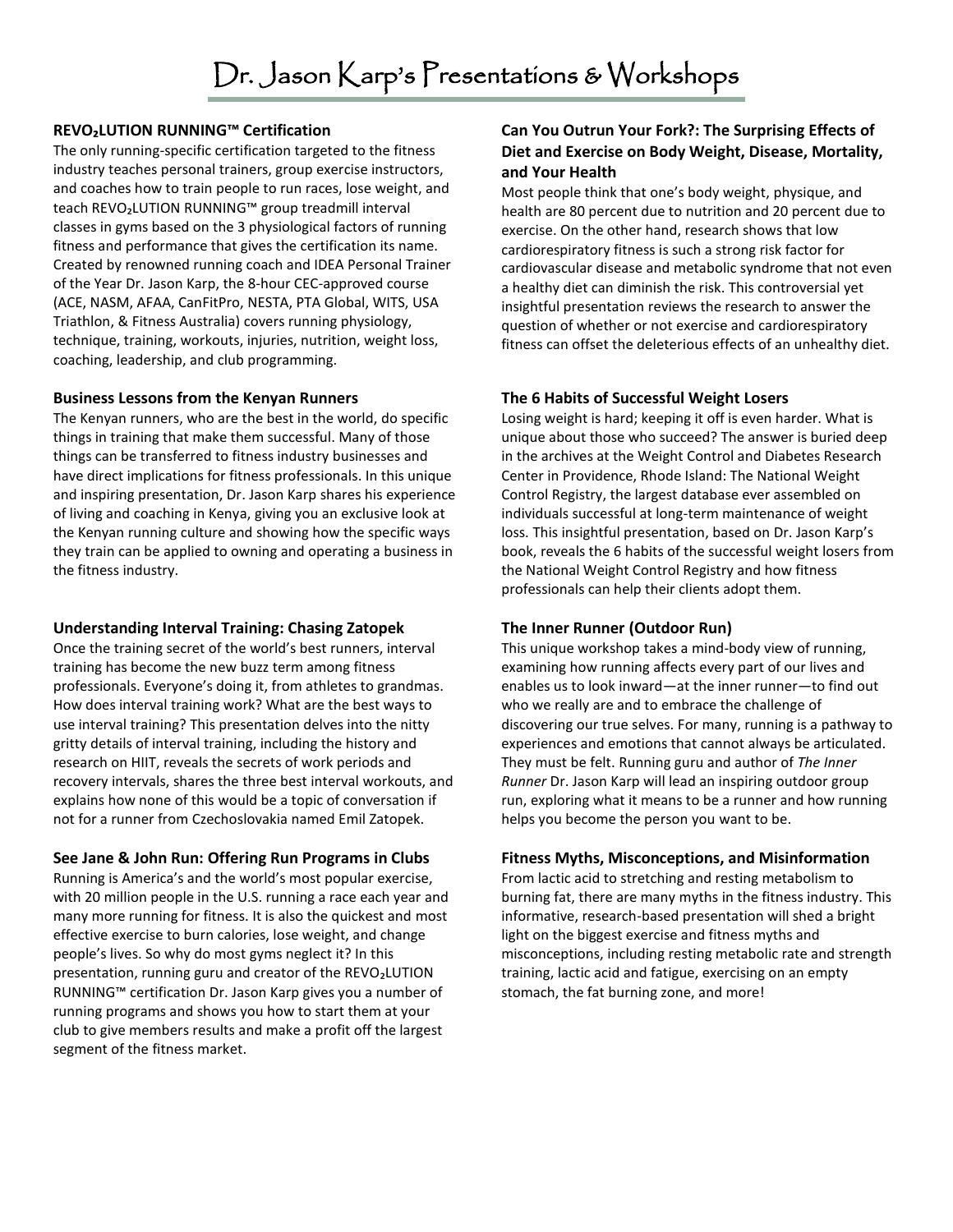# Dr. Jason Karp's Presentations & Workshops

**REVO$_2$LUTION RUNNING™ Certification**

The only running-specific certification targeted to the fitness industry teaches personal trainers, group exercise instructors, and coaches how to train people to run races, lose weight, and teach REVO$_2$LUTION RUNNING™ group treadmill interval classes in gyms based on the 3 physiological factors of running fitness and performance that gives the certification its name. Created by renowned running coach and IDEA Personal Trainer of the Year Dr. Jason Karp, the 8-hour CEC-approved course (ACE, NASM, AFAA, CanFitPro, NESTA, PTA Global, WITS, USA Triathlon, & Fitness Australia) covers running physiology, technique, training, workouts, injuries, nutrition, weight loss, coaching, leadership, and club programming.

**Business Lessons from the Kenyan Runners**

The Kenyan runners, who are the best in the world, do specific things in training that make them successful. Many of those things can be transferred to fitness industry businesses and have direct implications for fitness professionals. In this unique and inspiring presentation, Dr. Jason Karp shares his experience of living and coaching in Kenya, giving you an exclusive look at the Kenyan running culture and showing how the specific ways they train can be applied to owning and operating a business in the fitness industry.

**Understanding Interval Training: Chasing Zatopek**

Once the training secret of the world's best runners, interval training has become the new buzz term among fitness professionals. Everyone's doing it, from athletes to grandmas. How does interval training work? What are the best ways to use interval training? This presentation delves into the nitty gritty details of interval training, including the history and research on HIIT, reveals the secrets of work periods and recovery intervals, shares the three best interval workouts, and explains how none of this would be a topic of conversation if not for a runner from Czechoslovakia named Emil Zatopek.

**See Jane & John Run: Offering Run Programs in Clubs**

Running is America's and the world's most popular exercise, with 20 million people in the U.S. running a race each year and many more running for fitness. It is also the quickest and most effective exercise to burn calories, lose weight, and change people's lives. So why do most gyms neglect it? In this presentation, running guru and creator of the REVO$_2$LUTION RUNNING™ certification Dr. Jason Karp gives you a number of running programs and shows you how to start them at your club to give members results and make a profit off the largest segment of the fitness market.

**Can You Outrun Your Fork?: The Surprising Effects of Diet and Exercise on Body Weight, Disease, Mortality, and Your Health**

Most people think that one's body weight, physique, and health are 80 percent due to nutrition and 20 percent due to exercise. On the other hand, research shows that low cardiorespiratory fitness is such a strong risk factor for cardiovascular disease and metabolic syndrome that not even a healthy diet can diminish the risk. This controversial yet insightful presentation reviews the research to answer the question of whether or not exercise and cardiorespiratory fitness can offset the deleterious effects of an unhealthy diet.

**The 6 Habits of Successful Weight Losers**

Losing weight is hard; keeping it off is even harder. What is unique about those who succeed? The answer is buried deep in the archives at the Weight Control and Diabetes Research Center in Providence, Rhode Island: The National Weight Control Registry, the largest database ever assembled on individuals successful at long-term maintenance of weight loss. This insightful presentation, based on Dr. Jason Karp's book, reveals the 6 habits of the successful weight losers from the National Weight Control Registry and how fitness professionals can help their clients adopt them.

**The Inner Runner (Outdoor Run)**

This unique workshop takes a mind-body view of running, examining how running affects every part of our lives and enables us to look inward—at the inner runner—to find out who we really are and to embrace the challenge of discovering our true selves. For many, running is a pathway to experiences and emotions that cannot always be articulated. They must be felt. Running guru and author of *The Inner Runner* Dr. Jason Karp will lead an inspiring outdoor group run, exploring what it means to be a runner and how running helps you become the person you want to be.

**Fitness Myths, Misconceptions, and Misinformation**

From lactic acid to stretching and resting metabolism to burning fat, there are many myths in the fitness industry. This informative, research-based presentation will shed a bright light on the biggest exercise and fitness myths and misconceptions, including resting metabolic rate and strength training, lactic acid and fatigue, exercising on an empty stomach, the fat burning zone, and more!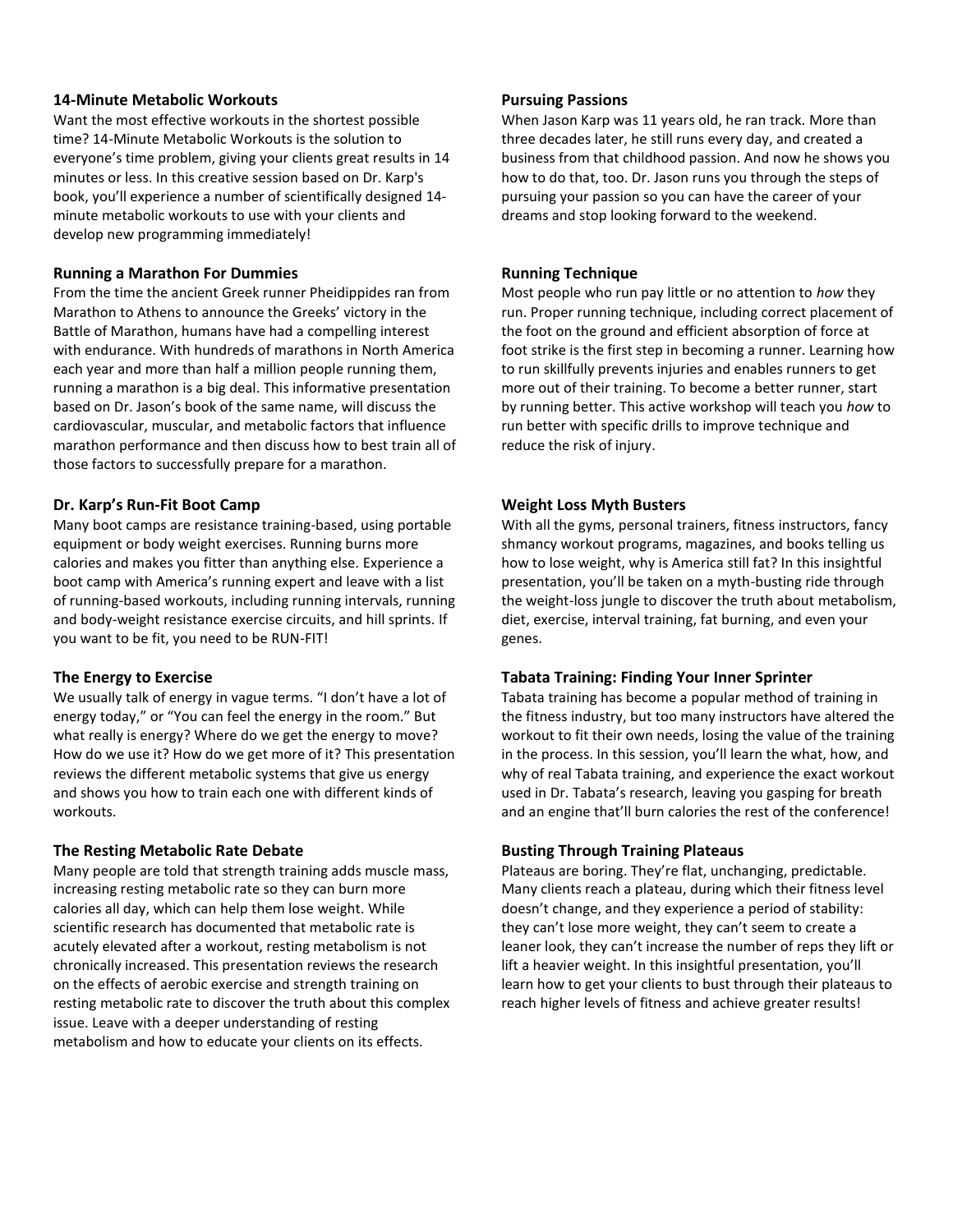### 14-Minute Metabolic Workouts

Want the most effective workouts in the shortest possible time? 14-Minute Metabolic Workouts is the solution to everyone's time problem, giving your clients great results in 14 minutes or less. In this creative session based on Dr. Karp's book, you'll experience a number of scientifically designed 14-minute metabolic workouts to use with your clients and develop new programming immediately!

### Running a Marathon For Dummies

From the time the ancient Greek runner Pheidippides ran from Marathon to Athens to announce the Greeks' victory in the Battle of Marathon, humans have had a compelling interest with endurance. With hundreds of marathons in North America each year and more than half a million people running them, running a marathon is a big deal. This informative presentation based on Dr. Jason's book of the same name, will discuss the cardiovascular, muscular, and metabolic factors that influence marathon performance and then discuss how to best train all of those factors to successfully prepare for a marathon.

### Dr. Karp's Run-Fit Boot Camp

Many boot camps are resistance training-based, using portable equipment or body weight exercises. Running burns more calories and makes you fitter than anything else. Experience a boot camp with America's running expert and leave with a list of running-based workouts, including running intervals, running and body-weight resistance exercise circuits, and hill sprints. If you want to be fit, you need to be RUN-FIT!

### The Energy to Exercise

We usually talk of energy in vague terms. "I don't have a lot of energy today," or "You can feel the energy in the room." But what really is energy? Where do we get the energy to move? How do we use it? How do we get more of it? This presentation reviews the different metabolic systems that give us energy and shows you how to train each one with different kinds of workouts.

### The Resting Metabolic Rate Debate

Many people are told that strength training adds muscle mass, increasing resting metabolic rate so they can burn more calories all day, which can help them lose weight. While scientific research has documented that metabolic rate is acutely elevated after a workout, resting metabolism is not chronically increased. This presentation reviews the research on the effects of aerobic exercise and strength training on resting metabolic rate to discover the truth about this complex issue. Leave with a deeper understanding of resting metabolism and how to educate your clients on its effects.

### Pursuing Passions

When Jason Karp was 11 years old, he ran track. More than three decades later, he still runs every day, and created a business from that childhood passion. And now he shows you how to do that, too. Dr. Jason runs you through the steps of pursuing your passion so you can have the career of your dreams and stop looking forward to the weekend.

### Running Technique

Most people who run pay little or no attention to *how* they run. Proper running technique, including correct placement of the foot on the ground and efficient absorption of force at foot strike is the first step in becoming a runner. Learning how to run skillfully prevents injuries and enables runners to get more out of their training. To become a better runner, start by running better. This active workshop will teach you *how* to run better with specific drills to improve technique and reduce the risk of injury.

### Weight Loss Myth Busters

With all the gyms, personal trainers, fitness instructors, fancy shmancy workout programs, magazines, and books telling us how to lose weight, why is America still fat? In this insightful presentation, you'll be taken on a myth-busting ride through the weight-loss jungle to discover the truth about metabolism, diet, exercise, interval training, fat burning, and even your genes.

### Tabata Training: Finding Your Inner Sprinter

Tabata training has become a popular method of training in the fitness industry, but too many instructors have altered the workout to fit their own needs, losing the value of the training in the process. In this session, you'll learn the what, how, and why of real Tabata training, and experience the exact workout used in Dr. Tabata's research, leaving you gasping for breath and an engine that'll burn calories the rest of the conference!

### Busting Through Training Plateaus

Plateaus are boring. They're flat, unchanging, predictable. Many clients reach a plateau, during which their fitness level doesn't change, and they experience a period of stability: they can't lose more weight, they can't seem to create a leaner look, they can't increase the number of reps they lift or lift a heavier weight. In this insightful presentation, you'll learn how to get your clients to bust through their plateaus to reach higher levels of fitness and achieve greater results!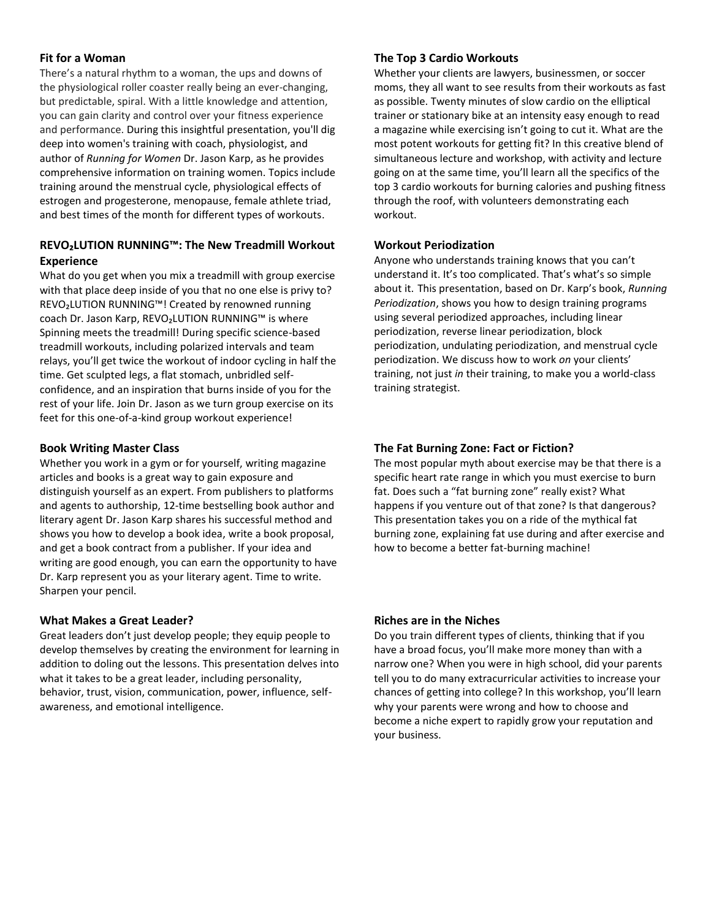### Fit for a Woman

There's a natural rhythm to a woman, the ups and downs of the physiological roller coaster really being an ever-changing, but predictable, spiral. With a little knowledge and attention, you can gain clarity and control over your fitness experience and performance. During this insightful presentation, you'll dig deep into women's training with coach, physiologist, and author of *Running for Women* Dr. Jason Karp, as he provides comprehensive information on training women. Topics include training around the menstrual cycle, physiological effects of estrogen and progesterone, menopause, female athlete triad, and best times of the month for different types of workouts.

### REVO$_2$LUTION RUNNING™: The New Treadmill Workout Experience

What do you get when you mix a treadmill with group exercise with that place deep inside of you that no one else is privy to? REVO$_2$LUTION RUNNING™! Created by renowned running coach Dr. Jason Karp, REVO$_2$LUTION RUNNING™ is where Spinning meets the treadmill! During specific science-based treadmill workouts, including polarized intervals and team relays, you'll get twice the workout of indoor cycling in half the time. Get sculpted legs, a flat stomach, unbridled self-confidence, and an inspiration that burns inside of you for the rest of your life. Join Dr. Jason as we turn group exercise on its feet for this one-of-a-kind group workout experience!

### Book Writing Master Class

Whether you work in a gym or for yourself, writing magazine articles and books is a great way to gain exposure and distinguish yourself as an expert. From publishers to platforms and agents to authorship, 12-time bestselling book author and literary agent Dr. Jason Karp shares his successful method and shows you how to develop a book idea, write a book proposal, and get a book contract from a publisher. If your idea and writing are good enough, you can earn the opportunity to have Dr. Karp represent you as your literary agent. Time to write. Sharpen your pencil.

### What Makes a Great Leader?

Great leaders don't just develop people; they equip people to develop themselves by creating the environment for learning in addition to doling out the lessons. This presentation delves into what it takes to be a great leader, including personality, behavior, trust, vision, communication, power, influence, self-awareness, and emotional intelligence.

### The Top 3 Cardio Workouts

Whether your clients are lawyers, businessmen, or soccer moms, they all want to see results from their workouts as fast as possible. Twenty minutes of slow cardio on the elliptical trainer or stationary bike at an intensity easy enough to read a magazine while exercising isn't going to cut it. What are the most potent workouts for getting fit? In this creative blend of simultaneous lecture and workshop, with activity and lecture going on at the same time, you'll learn all the specifics of the top 3 cardio workouts for burning calories and pushing fitness through the roof, with volunteers demonstrating each workout.

### Workout Periodization

Anyone who understands training knows that you can't understand it. It's too complicated. That's what's so simple about it. This presentation, based on Dr. Karp's book, *Running Periodization*, shows you how to design training programs using several periodized approaches, including linear periodization, reverse linear periodization, block periodization, undulating periodization, and menstrual cycle periodization. We discuss how to work *on* your clients' training, not just *in* their training, to make you a world-class training strategist.

### The Fat Burning Zone: Fact or Fiction?

The most popular myth about exercise may be that there is a specific heart rate range in which you must exercise to burn fat. Does such a "fat burning zone" really exist? What happens if you venture out of that zone? Is that dangerous? This presentation takes you on a ride of the mythical fat burning zone, explaining fat use during and after exercise and how to become a better fat-burning machine!

### Riches are in the Niches

Do you train different types of clients, thinking that if you have a broad focus, you'll make more money than with a narrow one? When you were in high school, did your parents tell you to do many extracurricular activities to increase your chances of getting into college? In this workshop, you'll learn why your parents were wrong and how to choose and become a niche expert to rapidly grow your reputation and your business.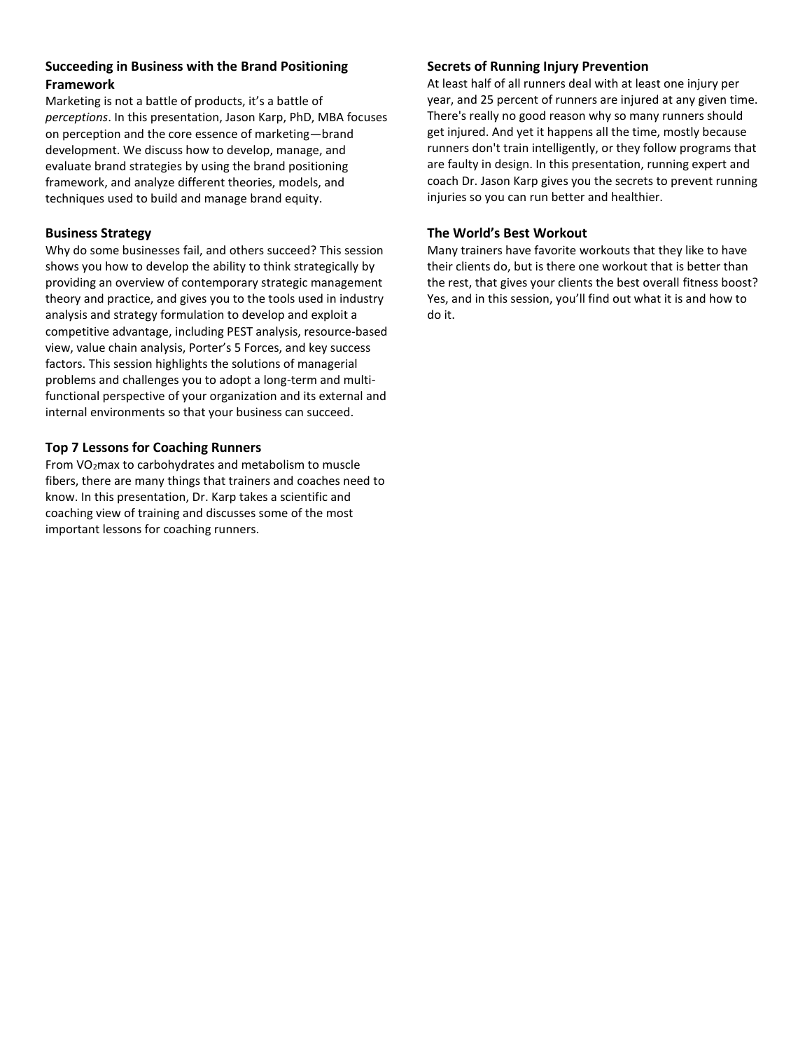### Succeeding in Business with the Brand Positioning Framework

Marketing is not a battle of products, it's a battle of *perceptions*. In this presentation, Jason Karp, PhD, MBA focuses on perception and the core essence of marketing—brand development. We discuss how to develop, manage, and evaluate brand strategies by using the brand positioning framework, and analyze different theories, models, and techniques used to build and manage brand equity.

### Business Strategy

Why do some businesses fail, and others succeed? This session shows you how to develop the ability to think strategically by providing an overview of contemporary strategic management theory and practice, and gives you to the tools used in industry analysis and strategy formulation to develop and exploit a competitive advantage, including PEST analysis, resource-based view, value chain analysis, Porter's 5 Forces, and key success factors. This session highlights the solutions of managerial problems and challenges you to adopt a long-term and multi-functional perspective of your organization and its external and internal environments so that your business can succeed.

### Top 7 Lessons for Coaching Runners

From $VO_2max$ to carbohydrates and metabolism to muscle fibers, there are many things that trainers and coaches need to know. In this presentation, Dr. Karp takes a scientific and coaching view of training and discusses some of the most important lessons for coaching runners.

### Secrets of Running Injury Prevention

At least half of all runners deal with at least one injury per year, and 25 percent of runners are injured at any given time. There's really no good reason why so many runners should get injured. And yet it happens all the time, mostly because runners don't train intelligently, or they follow programs that are faulty in design. In this presentation, running expert and coach Dr. Jason Karp gives you the secrets to prevent running injuries so you can run better and healthier.

### The World's Best Workout

Many trainers have favorite workouts that they like to have their clients do, but is there one workout that is better than the rest, that gives your clients the best overall fitness boost? Yes, and in this session, you'll find out what it is and how to do it.